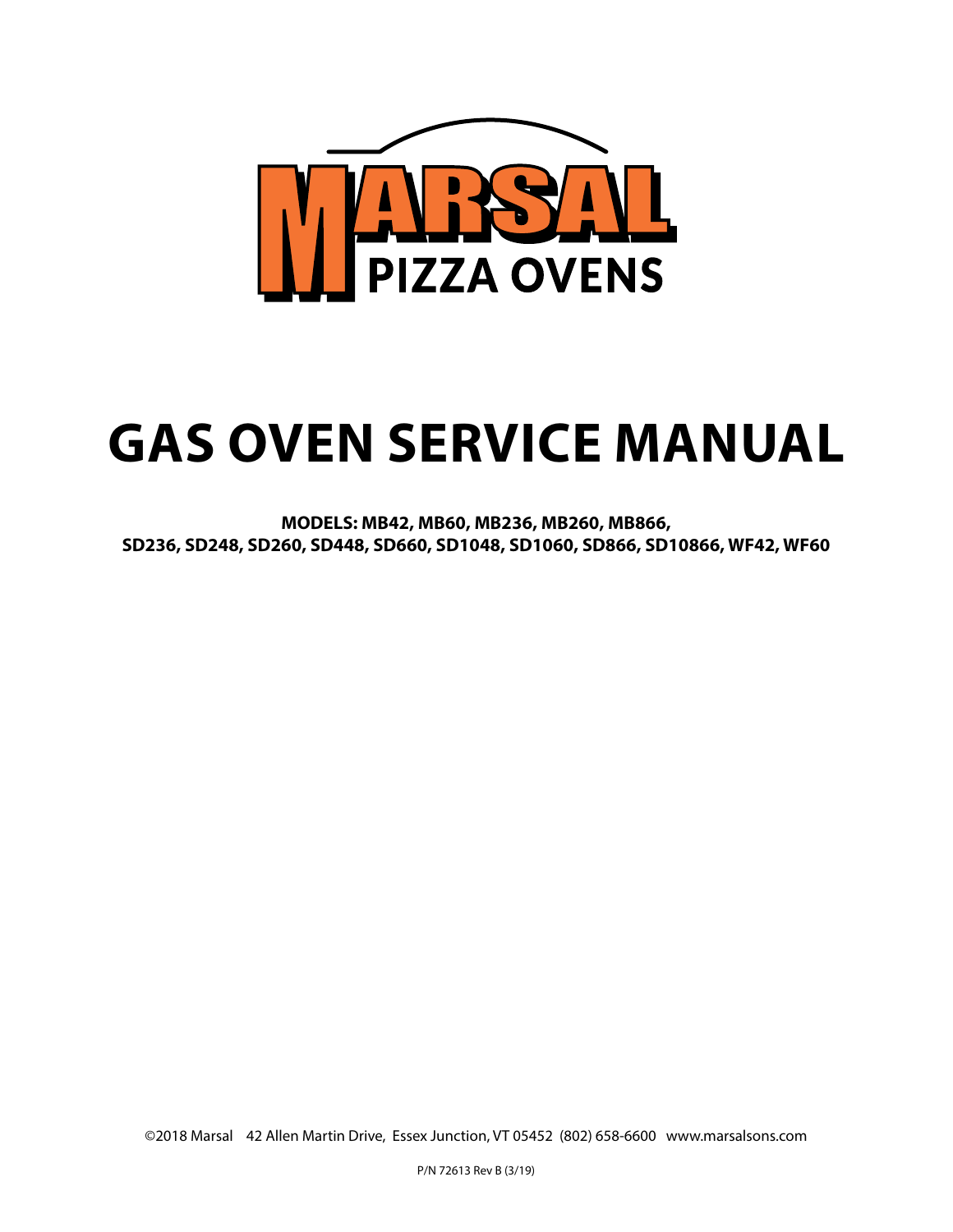MARSAL

PIZZA OVENS

# GAS OVEN SERVICE MANUAL

**MODELS: MB42, MB60, MB236, MB260, MB866, SD236, SD248, SD260, SD448, SD660, SD1048, SD1060, SD866, SD10866, WF42, WF60**

©2018 Marsal 42 Allen Martin Drive, Essex Junction, VT 05452 (802) 658-6600 www.marsalsons.com

P/N 72613 Rev B (3/19)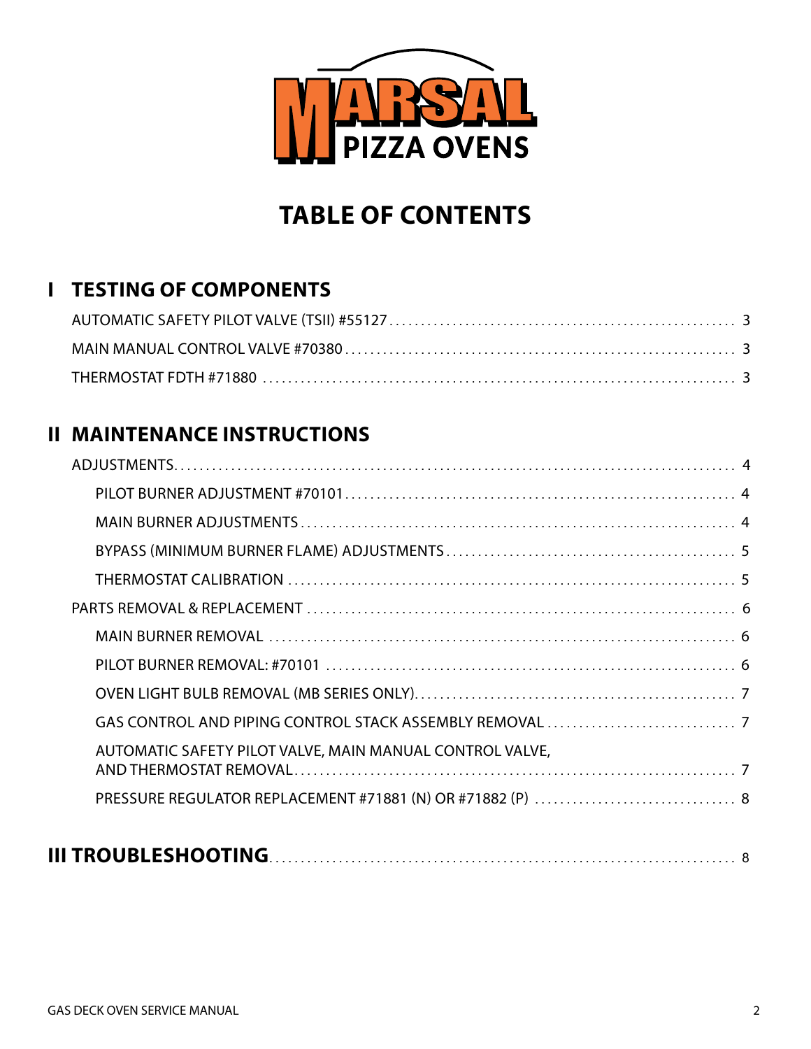MARSAL PIZZA OVENS

# TABLE OF CONTENTS

## I TESTING OF COMPONENTS

AUTOMATIC SAFETY PILOT VALVE (TSII) #55127 .......... 3

MAIN MANUAL CONTROL VALVE #70380 .......... 3

THERMOSTAT FDTH #71880 .......... 3

## II MAINTENANCE INSTRUCTIONS

ADJUSTMENTS .......... 4

- PILOT BURNER ADJUSTMENT #70101 .......... 4
- MAIN BURNER ADJUSTMENTS .......... 4
- BYPASS (MINIMUM BURNER FLAME) ADJUSTMENTS .......... 5
- THERMOSTAT CALIBRATION .......... 5

PARTS REMOVAL & REPLACEMENT .......... 6

- MAIN BURNER REMOVAL .......... 6
- PILOT BURNER REMOVAL: #70101 .......... 6
- OVEN LIGHT BULB REMOVAL (MB SERIES ONLY) .......... 7
- GAS CONTROL AND PIPING CONTROL STACK ASSEMBLY REMOVAL .......... 7
- AUTOMATIC SAFETY PILOT VALVE, MAIN MANUAL CONTROL VALVE, AND THERMOSTAT REMOVAL .......... 7
- PRESSURE REGULATOR REPLACEMENT #71881 (N) OR #71882 (P) .......... 8

## III TROUBLESHOOTING .......... 8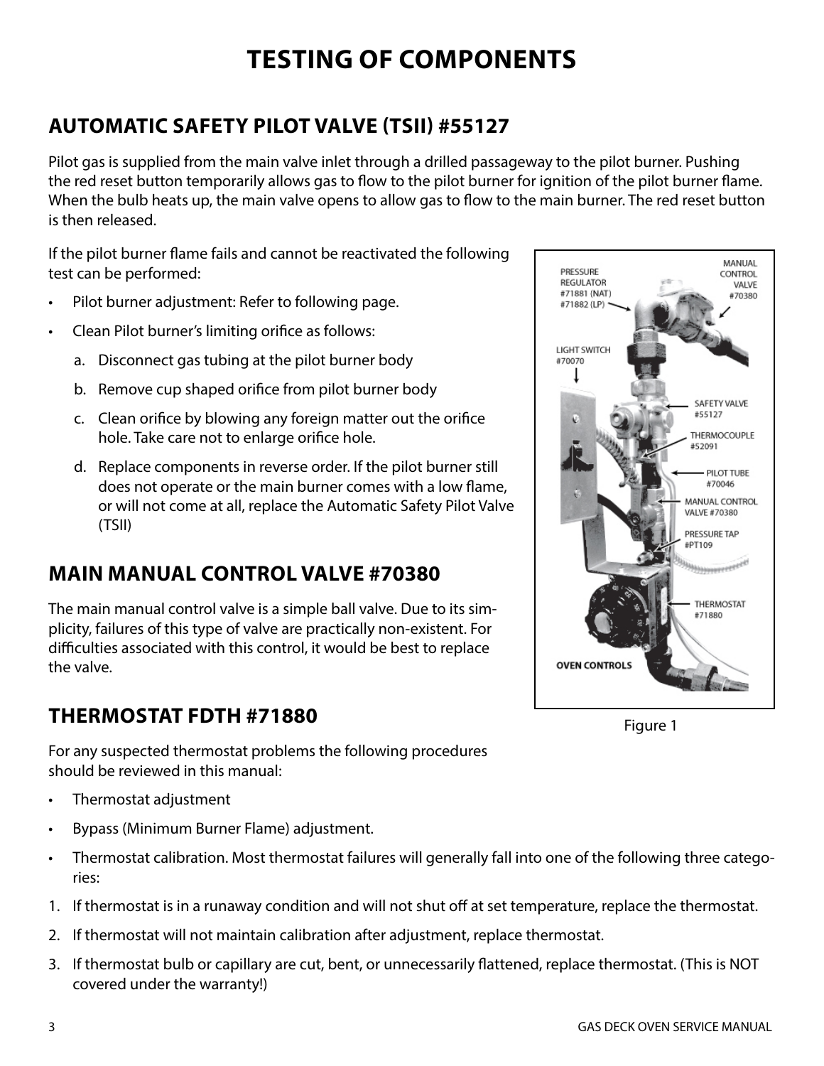# TESTING OF COMPONENTS

## AUTOMATIC SAFETY PILOT VALVE (TSII) #55127

Pilot gas is supplied from the main valve inlet through a drilled passageway to the pilot burner. Pushing the red reset button temporarily allows gas to flow to the pilot burner for ignition of the pilot burner flame. When the bulb heats up, the main valve opens to allow gas to flow to the main burner. The red reset button is then released.

If the pilot burner flame fails and cannot be reactivated the following test can be performed:

- Pilot burner adjustment: Refer to following page.
- Clean Pilot burner's limiting orifice as follows:
  a. Disconnect gas tubing at the pilot burner body
  b. Remove cup shaped orifice from pilot burner body
  c. Clean orifice by blowing any foreign matter out the orifice hole. Take care not to enlarge orifice hole.
  d. Replace components in reverse order. If the pilot burner still does not operate or the main burner comes with a low flame, or will not come at all, replace the Automatic Safety Pilot Valve (TSII)

Figure 1

## MAIN MANUAL CONTROL VALVE #70380

The main manual control valve is a simple ball valve. Due to its simplicity, failures of this type of valve are practically non-existent. For difficulties associated with this control, it would be best to replace the valve.

## THERMOSTAT FDTH #71880

For any suspected thermostat problems the following procedures should be reviewed in this manual:

- Thermostat adjustment
- Bypass (Minimum Burner Flame) adjustment.
- Thermostat calibration. Most thermostat failures will generally fall into one of the following three categories:

1. If thermostat is in a runaway condition and will not shut off at set temperature, replace the thermostat.
2. If thermostat will not maintain calibration after adjustment, replace thermostat.
3. If thermostat bulb or capillary are cut, bent, or unnecessarily flattened, replace thermostat. (This is NOT covered under the warranty!)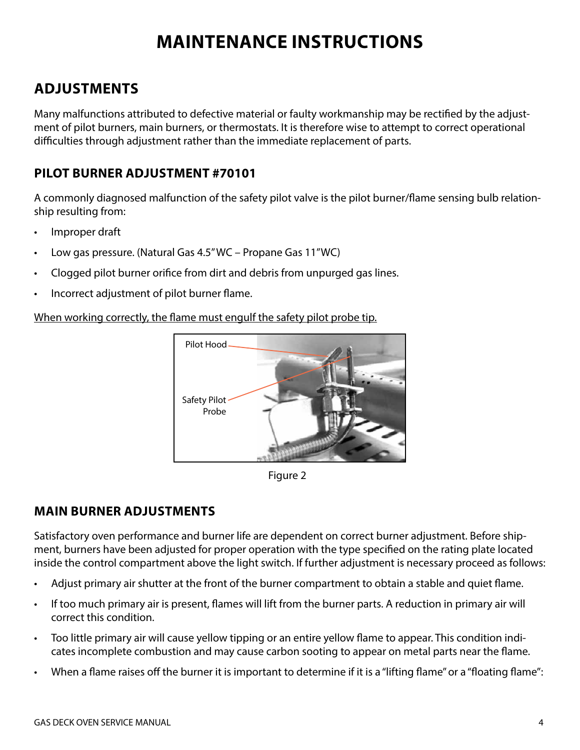# MAINTENANCE INSTRUCTIONS

## ADJUSTMENTS

Many malfunctions attributed to defective material or faulty workmanship may be rectified by the adjustment of pilot burners, main burners, or thermostats. It is therefore wise to attempt to correct operational difficulties through adjustment rather than the immediate replacement of parts.

### PILOT BURNER ADJUSTMENT #70101

A commonly diagnosed malfunction of the safety pilot valve is the pilot burner/flame sensing bulb relationship resulting from:

- Improper draft
- Low gas pressure. (Natural Gas 4.5" WC – Propane Gas 11"WC)
- Clogged pilot burner orifice from dirt and debris from unpurged gas lines.
- Incorrect adjustment of pilot burner flame.

<u>When working correctly, the flame must engulf the safety pilot probe tip.</u>

Pilot Hood

Safety Pilot Probe

Figure 2

### MAIN BURNER ADJUSTMENTS

Satisfactory oven performance and burner life are dependent on correct burner adjustment. Before shipment, burners have been adjusted for proper operation with the type specified on the rating plate located inside the control compartment above the light switch. If further adjustment is necessary proceed as follows:

- Adjust primary air shutter at the front of the burner compartment to obtain a stable and quiet flame.
- If too much primary air is present, flames will lift from the burner parts. A reduction in primary air will correct this condition.
- Too little primary air will cause yellow tipping or an entire yellow flame to appear. This condition indicates incomplete combustion and may cause carbon sooting to appear on metal parts near the flame.
- When a flame raises off the burner it is important to determine if it is a "lifting flame" or a "floating flame":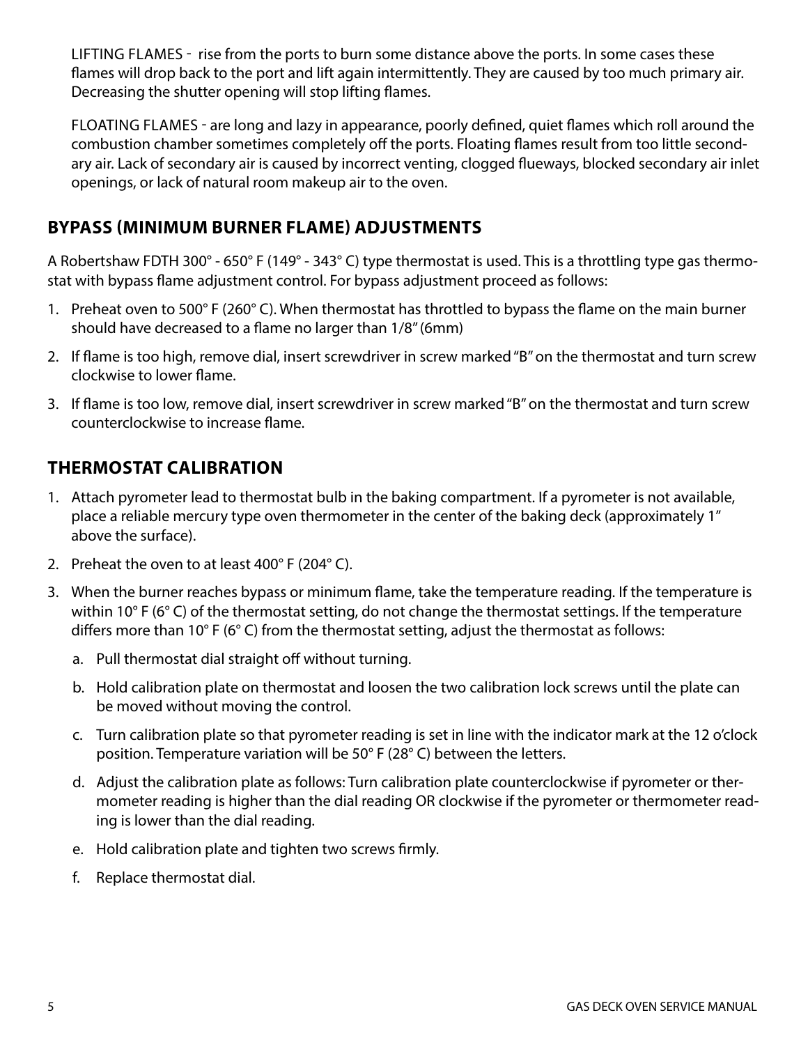LIFTING FLAMES - rise from the ports to burn some distance above the ports. In some cases these flames will drop back to the port and lift again intermittently. They are caused by too much primary air. Decreasing the shutter opening will stop lifting flames.

FLOATING FLAMES - are long and lazy in appearance, poorly defined, quiet flames which roll around the combustion chamber sometimes completely off the ports. Floating flames result from too little secondary air. Lack of secondary air is caused by incorrect venting, clogged flueways, blocked secondary air inlet openings, or lack of natural room makeup air to the oven.

## BYPASS (MINIMUM BURNER FLAME) ADJUSTMENTS

A Robertshaw FDTH 300° - 650° F (149° - 343° C) type thermostat is used. This is a throttling type gas thermostat with bypass flame adjustment control. For bypass adjustment proceed as follows:

1. Preheat oven to 500° F (260° C). When thermostat has throttled to bypass the flame on the main burner should have decreased to a flame no larger than 1/8" (6mm)
2. If flame is too high, remove dial, insert screwdriver in screw marked "B" on the thermostat and turn screw clockwise to lower flame.
3. If flame is too low, remove dial, insert screwdriver in screw marked "B" on the thermostat and turn screw counterclockwise to increase flame.

## THERMOSTAT CALIBRATION

1. Attach pyrometer lead to thermostat bulb in the baking compartment. If a pyrometer is not available, place a reliable mercury type oven thermometer in the center of the baking deck (approximately 1" above the surface).
2. Preheat the oven to at least 400° F (204° C).
3. When the burner reaches bypass or minimum flame, take the temperature reading. If the temperature is within 10° F (6° C) of the thermostat setting, do not change the thermostat settings. If the temperature differs more than 10° F (6° C) from the thermostat setting, adjust the thermostat as follows:
   a. Pull thermostat dial straight off without turning.
   b. Hold calibration plate on thermostat and loosen the two calibration lock screws until the plate can be moved without moving the control.
   c. Turn calibration plate so that pyrometer reading is set in line with the indicator mark at the 12 o'clock position. Temperature variation will be 50° F (28° C) between the letters.
   d. Adjust the calibration plate as follows: Turn calibration plate counterclockwise if pyrometer or thermometer reading is higher than the dial reading OR clockwise if the pyrometer or thermometer reading is lower than the dial reading.
   e. Hold calibration plate and tighten two screws firmly.
   f. Replace thermostat dial.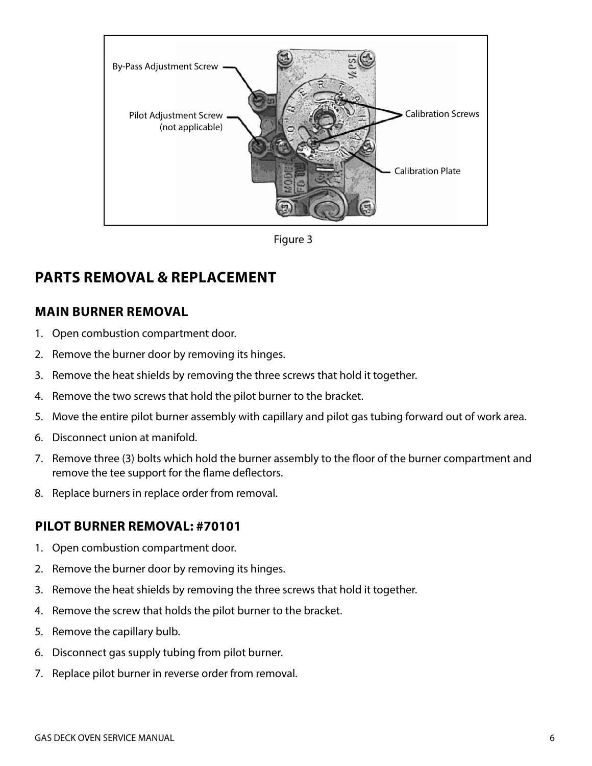By-Pass Adjustment Screw

Pilot Adjustment Screw (not applicable)

Calibration Screws

Calibration Plate

Figure 3

## PARTS REMOVAL & REPLACEMENT

### MAIN BURNER REMOVAL

1. Open combustion compartment door.
2. Remove the burner door by removing its hinges.
3. Remove the heat shields by removing the three screws that hold it together.
4. Remove the two screws that hold the pilot burner to the bracket.
5. Move the entire pilot burner assembly with capillary and pilot gas tubing forward out of work area.
6. Disconnect union at manifold.
7. Remove three (3) bolts which hold the burner assembly to the floor of the burner compartment and remove the tee support for the flame deflectors.
8. Replace burners in replace order from removal.

### PILOT BURNER REMOVAL: #70101

1. Open combustion compartment door.
2. Remove the burner door by removing its hinges.
3. Remove the heat shields by removing the three screws that hold it together.
4. Remove the screw that holds the pilot burner to the bracket.
5. Remove the capillary bulb.
6. Disconnect gas supply tubing from pilot burner.
7. Replace pilot burner in reverse order from removal.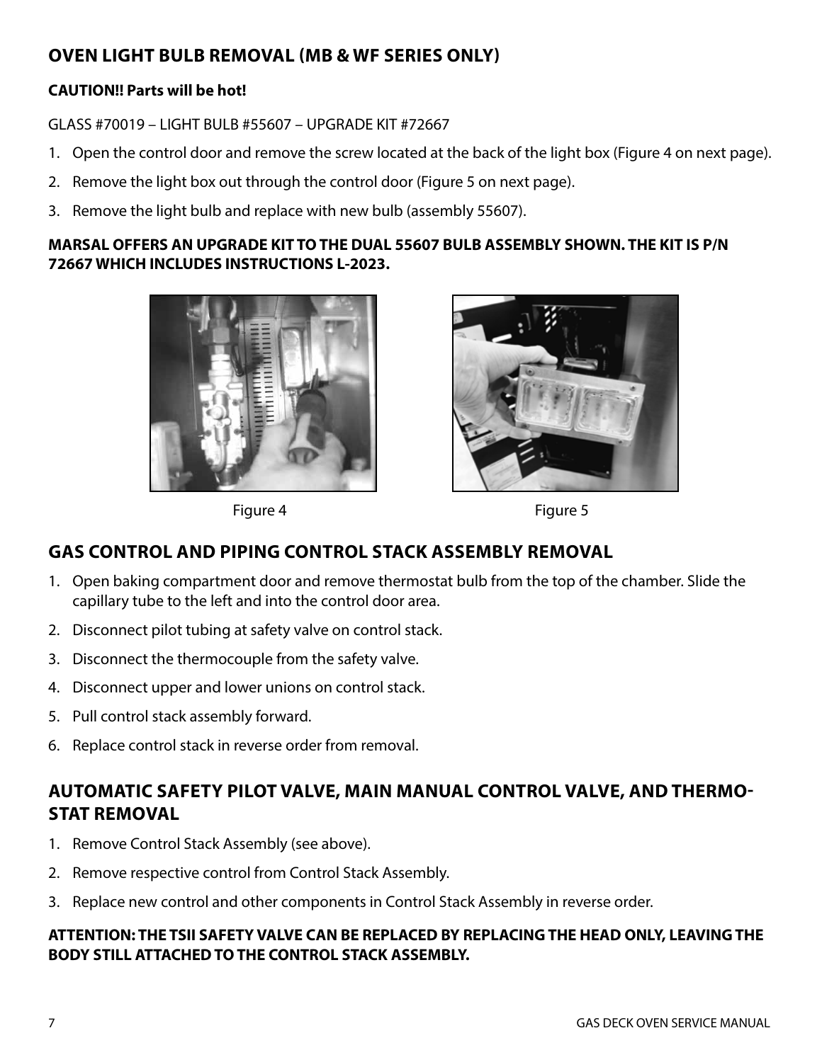## OVEN LIGHT BULB REMOVAL (MB & WF SERIES ONLY)

**CAUTION!! Parts will be hot!**

GLASS #70019 – LIGHT BULB #55607 – UPGRADE KIT #72667

1. Open the control door and remove the screw located at the back of the light box (Figure 4 on next page).
2. Remove the light box out through the control door (Figure 5 on next page).
3. Remove the light bulb and replace with new bulb (assembly 55607).

**MARSAL OFFERS AN UPGRADE KIT TO THE DUAL 55607 BULB ASSEMBLY SHOWN. THE KIT IS P/N 72667 WHICH INCLUDES INSTRUCTIONS L-2023.**

Figure 4

Figure 5

## GAS CONTROL AND PIPING CONTROL STACK ASSEMBLY REMOVAL

1. Open baking compartment door and remove thermostat bulb from the top of the chamber. Slide the capillary tube to the left and into the control door area.
2. Disconnect pilot tubing at safety valve on control stack.
3. Disconnect the thermocouple from the safety valve.
4. Disconnect upper and lower unions on control stack.
5. Pull control stack assembly forward.
6. Replace control stack in reverse order from removal.

## AUTOMATIC SAFETY PILOT VALVE, MAIN MANUAL CONTROL VALVE, AND THERMOSTAT REMOVAL

1. Remove Control Stack Assembly (see above).
2. Remove respective control from Control Stack Assembly.
3. Replace new control and other components in Control Stack Assembly in reverse order.

**ATTENTION: THE TSII SAFETY VALVE CAN BE REPLACED BY REPLACING THE HEAD ONLY, LEAVING THE BODY STILL ATTACHED TO THE CONTROL STACK ASSEMBLY.**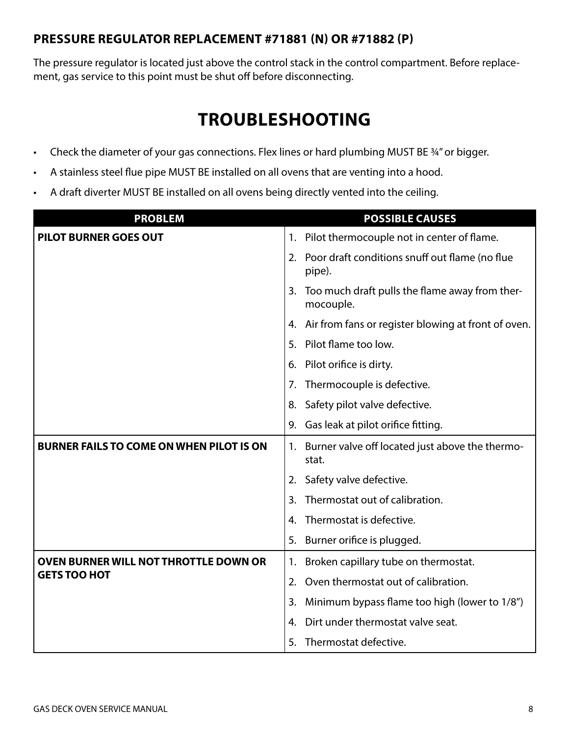### PRESSURE REGULATOR REPLACEMENT #71881 (N) OR #71882 (P)

The pressure regulator is located just above the control stack in the control compartment. Before replacement, gas service to this point must be shut off before disconnecting.

# TROUBLESHOOTING

- Check the diameter of your gas connections. Flex lines or hard plumbing MUST BE ¾" or bigger.
- A stainless steel flue pipe MUST BE installed on all ovens that are venting into a hood.
- A draft diverter MUST BE installed on all ovens being directly vented into the ceiling.

| PROBLEM | POSSIBLE CAUSES |
|---|---|
| **PILOT BURNER GOES OUT** | 1. Pilot thermocouple not in center of flame.<br>2. Poor draft conditions snuff out flame (no flue pipe).<br>3. Too much draft pulls the flame away from thermocouple.<br>4. Air from fans or register blowing at front of oven.<br>5. Pilot flame too low.<br>6. Pilot orifice is dirty.<br>7. Thermocouple is defective.<br>8. Safety pilot valve defective.<br>9. Gas leak at pilot orifice fitting. |
| **BURNER FAILS TO COME ON WHEN PILOT IS ON** | 1. Burner valve off located just above the thermostat.<br>2. Safety valve defective.<br>3. Thermostat out of calibration.<br>4. Thermostat is defective.<br>5. Burner orifice is plugged. |
| **OVEN BURNER WILL NOT THROTTLE DOWN OR GETS TOO HOT** | 1. Broken capillary tube on thermostat.<br>2. Oven thermostat out of calibration.<br>3. Minimum bypass flame too high (lower to 1/8")<br>4. Dirt under thermostat valve seat.<br>5. Thermostat defective. |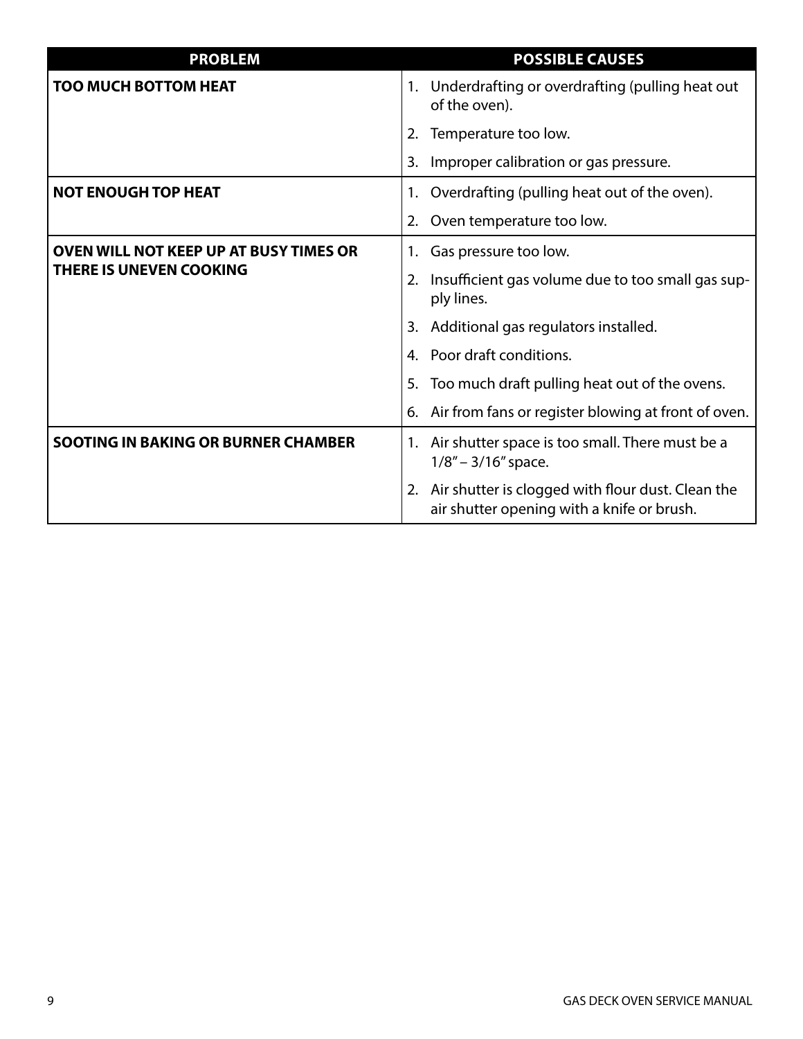| PROBLEM | POSSIBLE CAUSES |
|---|---|
| **TOO MUCH BOTTOM HEAT** | 1. Underdrafting or overdrafting (pulling heat out of the oven).<br>2. Temperature too low.<br>3. Improper calibration or gas pressure. |
| **NOT ENOUGH TOP HEAT** | 1. Overdrafting (pulling heat out of the oven).<br>2. Oven temperature too low. |
| **OVEN WILL NOT KEEP UP AT BUSY TIMES OR THERE IS UNEVEN COOKING** | 1. Gas pressure too low.<br>2. Insufficient gas volume due to too small gas supply lines.<br>3. Additional gas regulators installed.<br>4. Poor draft conditions.<br>5. Too much draft pulling heat out of the ovens.<br>6. Air from fans or register blowing at front of oven. |
| **SOOTING IN BAKING OR BURNER CHAMBER** | 1. Air shutter space is too small. There must be a 1/8" – 3/16" space.<br>2. Air shutter is clogged with flour dust. Clean the air shutter opening with a knife or brush. |